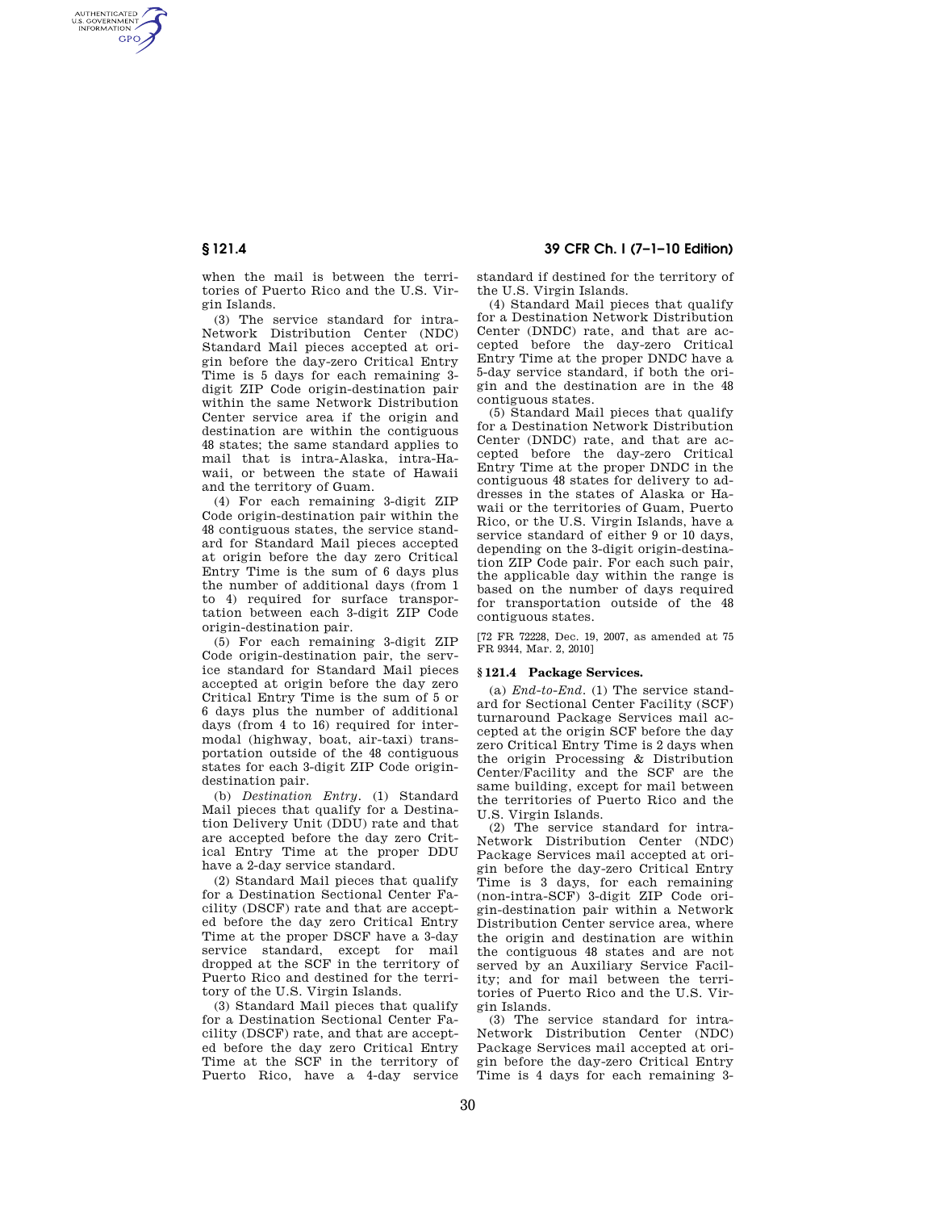when the mail is between the territories of Puerto Rico and the U.S. Virgin Islands.

(3) The service standard for intra-Network Distribution Center (NDC) Standard Mail pieces accepted at origin before the day-zero Critical Entry Time is 5 days for each remaining 3-digit ZIP Code origin-destination pair within the same Network Distribution Center service area if the origin and destination are within the contiguous 48 states; the same standard applies to mail that is intra-Alaska, intra-Hawaii, or between the state of Hawaii and the territory of Guam.

(4) For each remaining 3-digit ZIP Code origin-destination pair within the 48 contiguous states, the service standard for Standard Mail pieces accepted at origin before the day zero Critical Entry Time is the sum of 6 days plus the number of additional days (from 1 to 4) required for surface transportation between each 3-digit ZIP Code origin-destination pair.

(5) For each remaining 3-digit ZIP Code origin-destination pair, the service standard for Standard Mail pieces accepted at origin before the day zero Critical Entry Time is the sum of 5 or 6 days plus the number of additional days (from 4 to 16) required for intermodal (highway, boat, air-taxi) transportation outside of the 48 contiguous states for each 3-digit ZIP Code origin-destination pair.

(b) *Destination Entry*. (1) Standard Mail pieces that qualify for a Destination Delivery Unit (DDU) rate and that are accepted before the day zero Critical Entry Time at the proper DDU have a 2-day service standard.

(2) Standard Mail pieces that qualify for a Destination Sectional Center Facility (DSCF) rate and that are accepted before the day zero Critical Entry Time at the proper DSCF have a 3-day service standard, except for mail dropped at the SCF in the territory of Puerto Rico and destined for the territory of the U.S. Virgin Islands.

(3) Standard Mail pieces that qualify for a Destination Sectional Center Facility (DSCF) rate, and that are accepted before the day zero Critical Entry Time at the SCF in the territory of Puerto Rico, have a 4-day service standard if destined for the territory of the U.S. Virgin Islands.

(4) Standard Mail pieces that qualify for a Destination Network Distribution Center (DNDC) rate, and that are accepted before the day-zero Critical Entry Time at the proper DNDC have a 5-day service standard, if both the origin and the destination are in the 48 contiguous states.

(5) Standard Mail pieces that qualify for a Destination Network Distribution Center (DNDC) rate, and that are accepted before the day-zero Critical Entry Time at the proper DNDC in the contiguous 48 states for delivery to addresses in the states of Alaska or Hawaii or the territories of Guam, Puerto Rico, or the U.S. Virgin Islands, have a service standard of either 9 or 10 days, depending on the 3-digit origin-destination ZIP Code pair. For each such pair, the applicable day within the range is based on the number of days required for transportation outside of the 48 contiguous states.

[72 FR 72228, Dec. 19, 2007, as amended at 75 FR 9344, Mar. 2, 2010]

### § 121.4 Package Services.

(a) *End-to-End*. (1) The service standard for Sectional Center Facility (SCF) turnaround Package Services mail accepted at the origin SCF before the day zero Critical Entry Time is 2 days when the origin Processing & Distribution Center/Facility and the SCF are the same building, except for mail between the territories of Puerto Rico and the U.S. Virgin Islands.

(2) The service standard for intra-Network Distribution Center (NDC) Package Services mail accepted at origin before the day-zero Critical Entry Time is 3 days, for each remaining (non-intra-SCF) 3-digit ZIP Code origin-destination pair within a Network Distribution Center service area, where the origin and destination are within the contiguous 48 states and are not served by an Auxiliary Service Facility; and for mail between the territories of Puerto Rico and the U.S. Virgin Islands.

(3) The service standard for intra-Network Distribution Center (NDC) Package Services mail accepted at origin before the day-zero Critical Entry Time is 4 days for each remaining 3-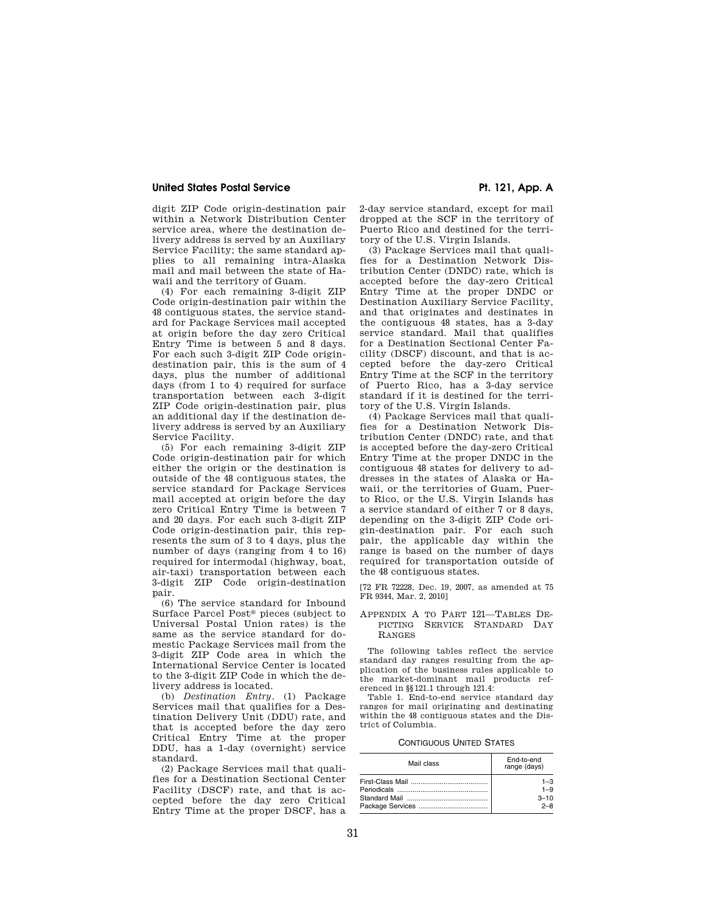digit ZIP Code origin-destination pair within a Network Distribution Center service area, where the destination delivery address is served by an Auxiliary Service Facility; the same standard applies to all remaining intra-Alaska mail and mail between the state of Hawaii and the territory of Guam.

(4) For each remaining 3-digit ZIP Code origin-destination pair within the 48 contiguous states, the service standard for Package Services mail accepted at origin before the day zero Critical Entry Time is between 5 and 8 days. For each such 3-digit ZIP Code origin-destination pair, this is the sum of 4 days, plus the number of additional days (from 1 to 4) required for surface transportation between each 3-digit ZIP Code origin-destination pair, plus an additional day if the destination delivery address is served by an Auxiliary Service Facility.

(5) For each remaining 3-digit ZIP Code origin-destination pair for which either the origin or the destination is outside of the 48 contiguous states, the service standard for Package Services mail accepted at origin before the day zero Critical Entry Time is between 7 and 20 days. For each such 3-digit ZIP Code origin-destination pair, this represents the sum of 3 to 4 days, plus the number of days (ranging from 4 to 16) required for intermodal (highway, boat, air-taxi) transportation between each 3-digit ZIP Code origin-destination pair.

(6) The service standard for Inbound Surface Parcel Post® pieces (subject to Universal Postal Union rates) is the same as the service standard for domestic Package Services mail from the 3-digit ZIP Code area in which the International Service Center is located to the 3-digit ZIP Code in which the delivery address is located.

(b) *Destination Entry.* (1) Package Services mail that qualifies for a Destination Delivery Unit (DDU) rate, and that is accepted before the day zero Critical Entry Time at the proper DDU, has a 1-day (overnight) service standard.

(2) Package Services mail that qualifies for a Destination Sectional Center Facility (DSCF) rate, and that is accepted before the day zero Critical Entry Time at the proper DSCF, has a 2-day service standard, except for mail dropped at the SCF in the territory of Puerto Rico and destined for the territory of the U.S. Virgin Islands.

(3) Package Services mail that qualifies for a Destination Network Distribution Center (DNDC) rate, which is accepted before the day-zero Critical Entry Time at the proper DNDC or Destination Auxiliary Service Facility, and that originates and destinates in the contiguous 48 states, has a 3-day service standard. Mail that qualifies for a Destination Sectional Center Facility (DSCF) discount, and that is accepted before the day-zero Critical Entry Time at the SCF in the territory of Puerto Rico, has a 3-day service standard if it is destined for the territory of the U.S. Virgin Islands.

(4) Package Services mail that qualifies for a Destination Network Distribution Center (DNDC) rate, and that is accepted before the day-zero Critical Entry Time at the proper DNDC in the contiguous 48 states for delivery to addresses in the states of Alaska or Hawaii, or the territories of Guam, Puerto Rico, or the U.S. Virgin Islands has a service standard of either 7 or 8 days, depending on the 3-digit ZIP Code origin-destination pair. For each such pair, the applicable day within the range is based on the number of days required for transportation outside of the 48 contiguous states.

[72 FR 72228, Dec. 19, 2007, as amended at 75 FR 9344, Mar. 2, 2010]

## APPENDIX A TO PART 121—TABLES DEPICTING SERVICE STANDARD DAY RANGES

The following tables reflect the service standard day ranges resulting from the application of the business rules applicable to the market-dominant mail products referenced in §§121.1 through 121.4:

Table 1. End-to-end service standard day ranges for mail originating and destinating within the 48 contiguous states and the District of Columbia.

CONTIGUOUS UNITED STATES

| Mail class | End-to-end range (days) |
|---|---|
| First-Class Mail | 1–3 |
| Periodicals | 1–9 |
| Standard Mail | 3–10 |
| Package Services | 2–8 |